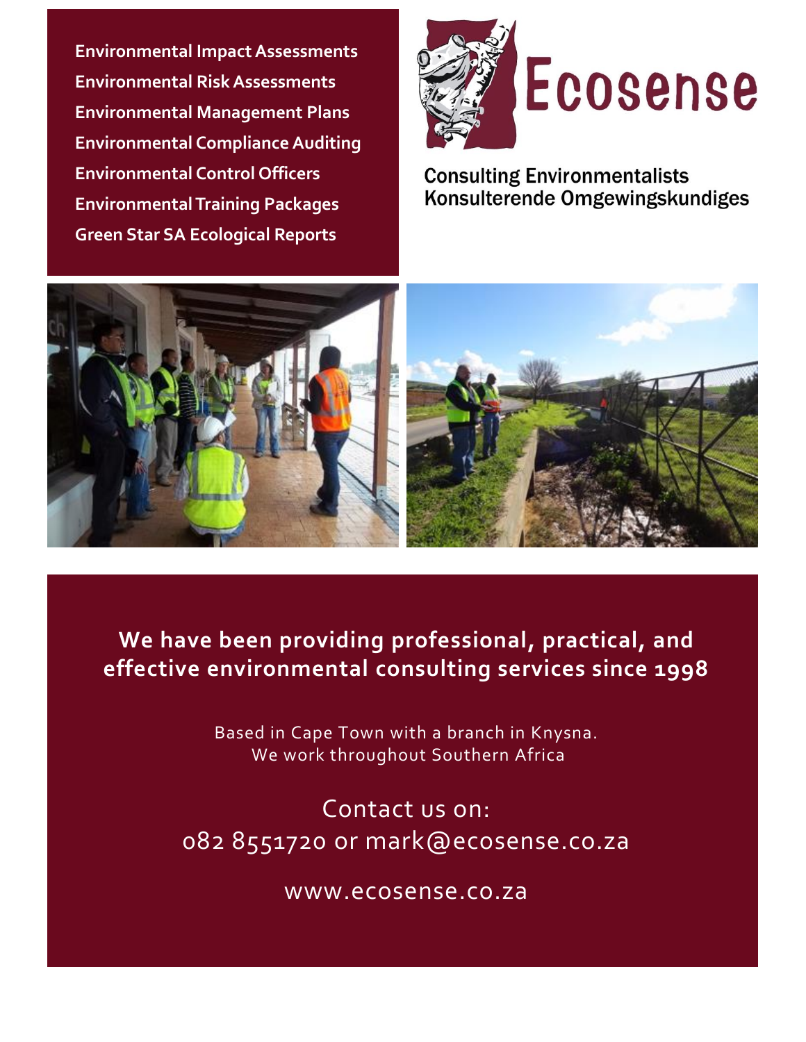- **Environmental Impact Assessments**
- **Environmental Risk Assessments**
- **Environmental Management Plans**
- **Environmental Compliance Auditing**
- **Environmental Control Officers**
- **Environmental Training Packages**
- **Green Star SA Ecological Reports**

# Ecosense

Consulting Environmentalists
Konsulterende Omgewingskundiges

## We have been providing professional, practical, and effective environmental consulting services since 1998

Based in Cape Town with a branch in Knysna.
We work throughout Southern Africa

Contact us on:
082 8551720 or mark@ecosense.co.za

www.ecosense.co.za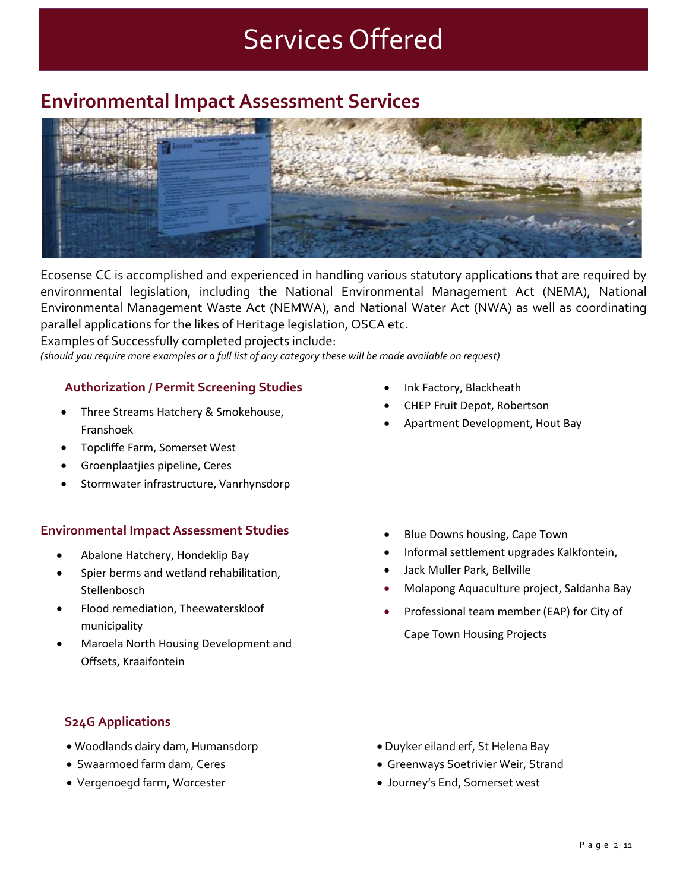# Services Offered

## Environmental Impact Assessment Services

Ecosense CC is accomplished and experienced in handling various statutory applications that are required by environmental legislation, including the National Environmental Management Act (NEMA), National Environmental Management Waste Act (NEMWA), and National Water Act (NWA) as well as coordinating parallel applications for the likes of Heritage legislation, OSCA etc.

Examples of Successfully completed projects include:

*(should you require more examples or a full list of any category these will be made available on request)*

### Authorization / Permit Screening Studies

- Three Streams Hatchery & Smokehouse, Franshoek
- Topcliffe Farm, Somerset West
- Groenplaatjies pipeline, Ceres
- Stormwater infrastructure, Vanrhynsdorp
- Ink Factory, Blackheath
- CHEP Fruit Depot, Robertson
- Apartment Development, Hout Bay

### Environmental Impact Assessment Studies

- Abalone Hatchery, Hondeklip Bay
- Spier berms and wetland rehabilitation, Stellenbosch
- Flood remediation, Theewaterskloof municipality
- Maroela North Housing Development and Offsets, Kraaifontein
- Blue Downs housing, Cape Town
- Informal settlement upgrades Kalkfontein,
- Jack Muller Park, Bellville
- Molapong Aquaculture project, Saldanha Bay
- Professional team member (EAP) for City of Cape Town Housing Projects

### S24G Applications

- Woodlands dairy dam, Humansdorp
- Swaarmoed farm dam, Ceres
- Vergenoegd farm, Worcester
- Duyker eiland erf, St Helena Bay
- Greenways Soetrivier Weir, Strand
- Journey's End, Somerset west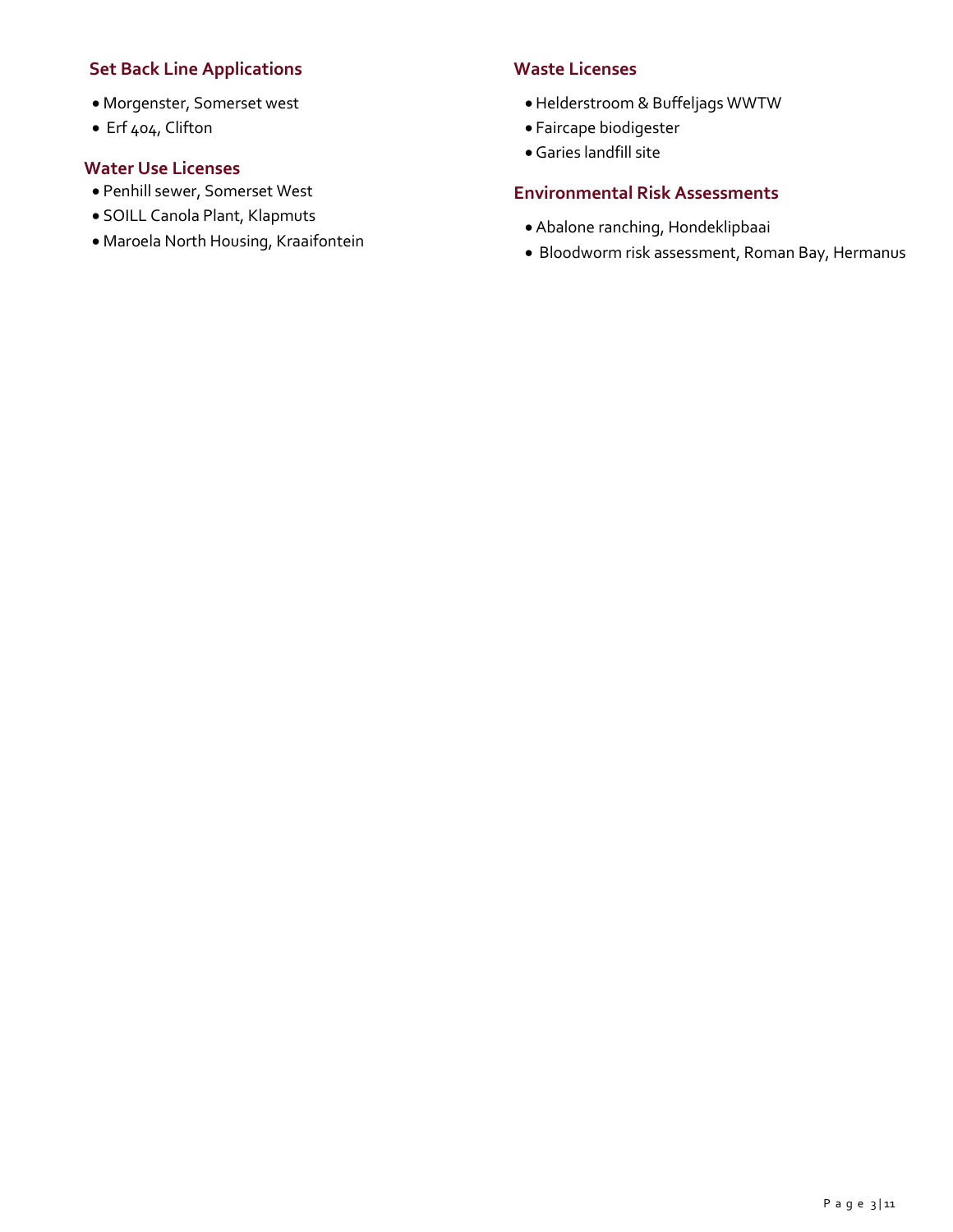## Set Back Line Applications

- Morgenster, Somerset west
- Erf 404, Clifton

## Water Use Licenses

- Penhill sewer, Somerset West
- SOILL Canola Plant, Klapmuts
- Maroela North Housing, Kraaifontein

## Waste Licenses

- Helderstroom & Buffeljags WWTW
- Faircape biodigester
- Garies landfill site

## Environmental Risk Assessments

- Abalone ranching, Hondeklipbaai
- Bloodworm risk assessment, Roman Bay, Hermanus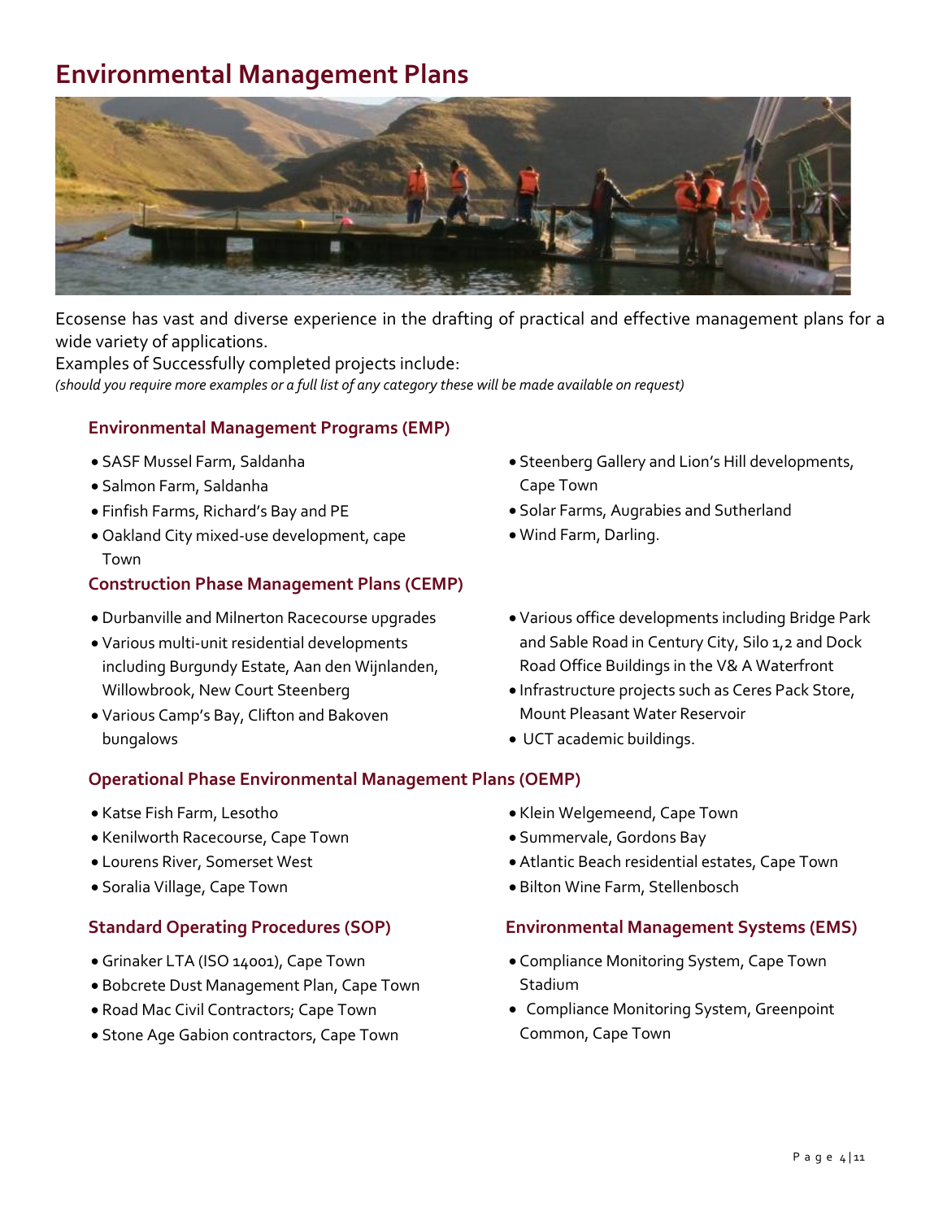# Environmental Management Plans

Ecosense has vast and diverse experience in the drafting of practical and effective management plans for a wide variety of applications.

Examples of Successfully completed projects include:

*(should you require more examples or a full list of any category these will be made available on request)*

### Environmental Management Programs (EMP)

- SASF Mussel Farm, Saldanha
- Salmon Farm, Saldanha
- Finfish Farms, Richard's Bay and PE
- Oakland City mixed-use development, cape Town
- Steenberg Gallery and Lion's Hill developments, Cape Town
- Solar Farms, Augrabies and Sutherland
- Wind Farm, Darling.

### Construction Phase Management Plans (CEMP)

- Durbanville and Milnerton Racecourse upgrades
- Various multi-unit residential developments including Burgundy Estate, Aan den Wijnlanden, Willowbrook, New Court Steenberg
- Various Camp's Bay, Clifton and Bakoven bungalows
- Various office developments including Bridge Park and Sable Road in Century City, Silo 1,2 and Dock Road Office Buildings in the V& A Waterfront
- Infrastructure projects such as Ceres Pack Store, Mount Pleasant Water Reservoir
- UCT academic buildings.

### Operational Phase Environmental Management Plans (OEMP)

- Katse Fish Farm, Lesotho
- Kenilworth Racecourse, Cape Town
- Lourens River, Somerset West
- Soralia Village, Cape Town
- Klein Welgemeend, Cape Town
- Summervale, Gordons Bay
- Atlantic Beach residential estates, Cape Town
- Bilton Wine Farm, Stellenbosch

### Standard Operating Procedures (SOP)

- Grinaker LTA (ISO 14001), Cape Town
- Bobcrete Dust Management Plan, Cape Town
- Road Mac Civil Contractors; Cape Town
- Stone Age Gabion contractors, Cape Town

### Environmental Management Systems (EMS)

- Compliance Monitoring System, Cape Town Stadium
- Compliance Monitoring System, Greenpoint Common, Cape Town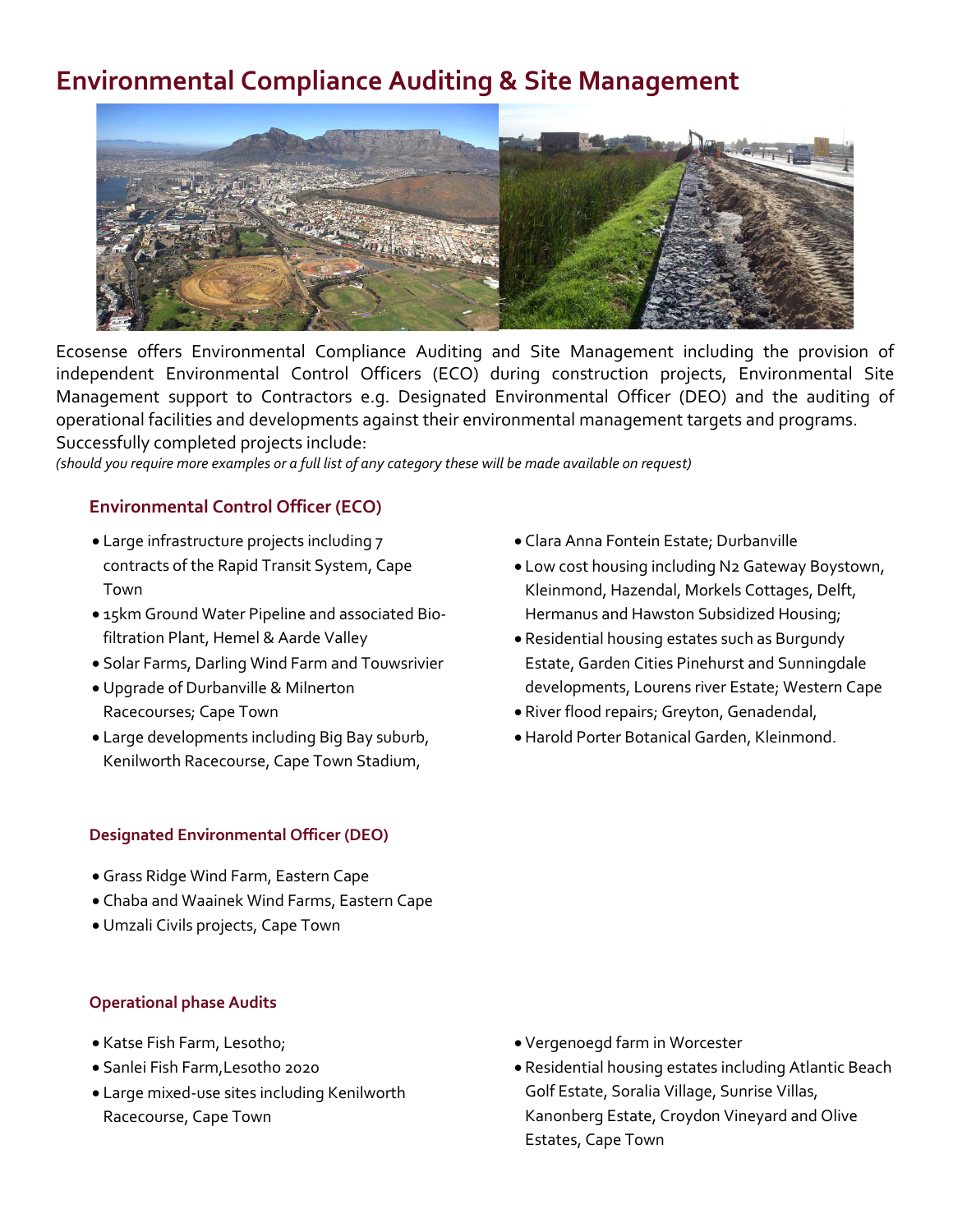# Environmental Compliance Auditing & Site Management

Ecosense offers Environmental Compliance Auditing and Site Management including the provision of independent Environmental Control Officers (ECO) during construction projects, Environmental Site Management support to Contractors e.g. Designated Environmental Officer (DEO) and the auditing of operational facilities and developments against their environmental management targets and programs. Successfully completed projects include:

*(should you require more examples or a full list of any category these will be made available on request)*

### Environmental Control Officer (ECO)

- Large infrastructure projects including 7 contracts of the Rapid Transit System, Cape Town
- 15km Ground Water Pipeline and associated Bio-filtration Plant, Hemel & Aarde Valley
- Solar Farms, Darling Wind Farm and Touwsrivier
- Upgrade of Durbanville & Milnerton Racecourses; Cape Town
- Large developments including Big Bay suburb, Kenilworth Racecourse, Cape Town Stadium,
- Clara Anna Fontein Estate; Durbanville
- Low cost housing including N2 Gateway Boystown, Kleinmond, Hazendal, Morkels Cottages, Delft, Hermanus and Hawston Subsidized Housing;
- Residential housing estates such as Burgundy Estate, Garden Cities Pinehurst and Sunningdale developments, Lourens river Estate; Western Cape
- River flood repairs; Greyton, Genadendal,
- Harold Porter Botanical Garden, Kleinmond.

### Designated Environmental Officer (DEO)

- Grass Ridge Wind Farm, Eastern Cape
- Chaba and Waainek Wind Farms, Eastern Cape
- Umzali Civils projects, Cape Town

### Operational phase Audits

- Katse Fish Farm, Lesotho;
- Sanlei Fish Farm,Lesotho 2020
- Large mixed-use sites including Kenilworth Racecourse, Cape Town
- Vergenoegd farm in Worcester
- Residential housing estates including Atlantic Beach Golf Estate, Soralia Village, Sunrise Villas, Kanonberg Estate, Croydon Vineyard and Olive Estates, Cape Town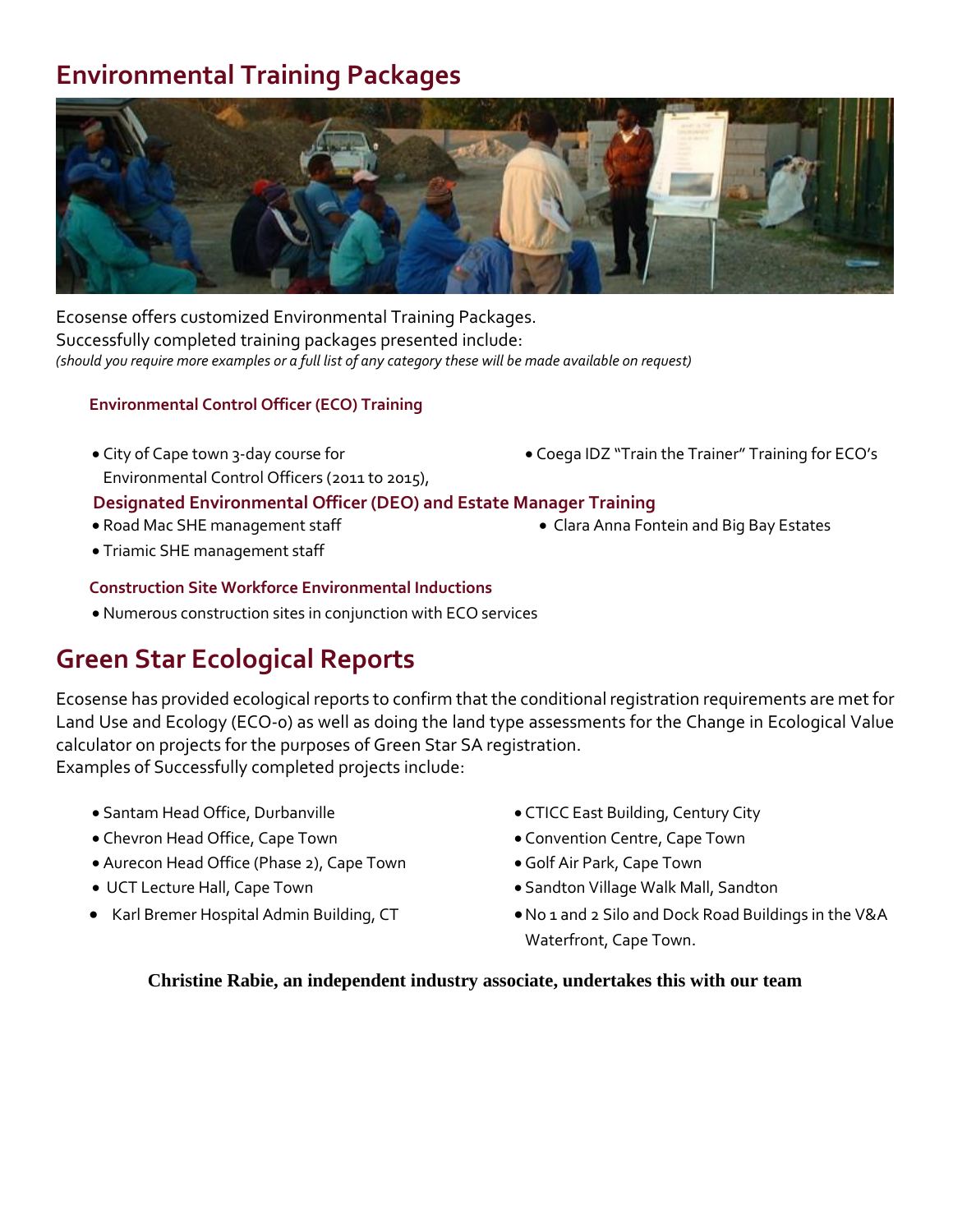## Environmental Training Packages

Ecosense offers customized Environmental Training Packages.
Successfully completed training packages presented include:
*(should you require more examples or a full list of any category these will be made available on request)*

### Environmental Control Officer (ECO) Training

- City of Cape town 3-day course for Environmental Control Officers (2011 to 2015),
- Coega IDZ "Train the Trainer" Training for ECO's

### Designated Environmental Officer (DEO) and Estate Manager Training

- Road Mac SHE management staff
- Triamic SHE management staff
- Clara Anna Fontein and Big Bay Estates

### Construction Site Workforce Environmental Inductions

- Numerous construction sites in conjunction with ECO services

## Green Star Ecological Reports

Ecosense has provided ecological reports to confirm that the conditional registration requirements are met for Land Use and Ecology (ECO-0) as well as doing the land type assessments for the Change in Ecological Value calculator on projects for the purposes of Green Star SA registration.
Examples of Successfully completed projects include:

- Santam Head Office, Durbanville
- Chevron Head Office, Cape Town
- Aurecon Head Office (Phase 2), Cape Town
- UCT Lecture Hall, Cape Town
- Karl Bremer Hospital Admin Building, CT
- CTICC East Building, Century City
- Convention Centre, Cape Town
- Golf Air Park, Cape Town
- Sandton Village Walk Mall, Sandton
- No 1 and 2 Silo and Dock Road Buildings in the V&A Waterfront, Cape Town.

**Christine Rabie, an independent industry associate, undertakes this with our team**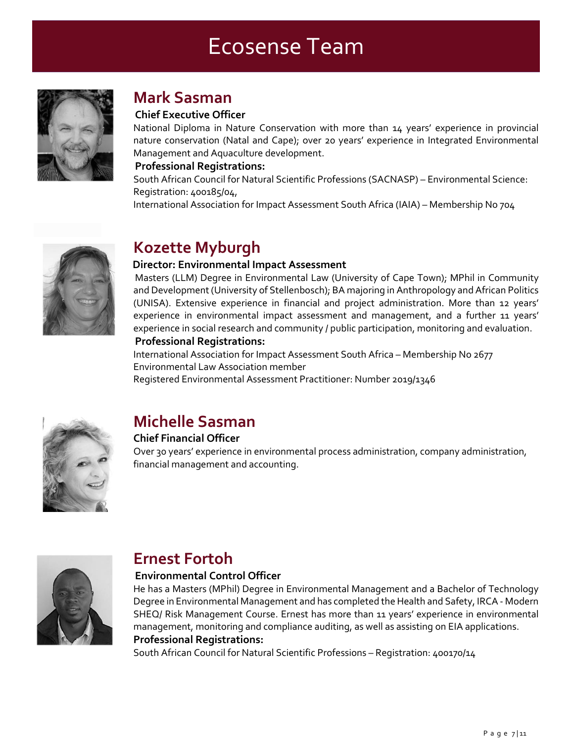# Ecosense Team

## Mark Sasman

**Chief Executive Officer**

National Diploma in Nature Conservation with more than 14 years' experience in provincial nature conservation (Natal and Cape); over 20 years' experience in Integrated Environmental Management and Aquaculture development.

**Professional Registrations:**

South African Council for Natural Scientific Professions (SACNASP) – Environmental Science: Registration: 400185/04,

International Association for Impact Assessment South Africa (IAIA) – Membership No 704

## Kozette Myburgh

**Director: Environmental Impact Assessment**

Masters (LLM) Degree in Environmental Law (University of Cape Town); MPhil in Community and Development (University of Stellenbosch); BA majoring in Anthropology and African Politics (UNISA). Extensive experience in financial and project administration. More than 12 years' experience in environmental impact assessment and management, and a further 11 years' experience in social research and community / public participation, monitoring and evaluation.

**Professional Registrations:**

International Association for Impact Assessment South Africa – Membership No 2677

Environmental Law Association member

Registered Environmental Assessment Practitioner: Number 2019/1346

## Michelle Sasman

**Chief Financial Officer**

Over 30 years' experience in environmental process administration, company administration, financial management and accounting.

## Ernest Fortoh

**Environmental Control Officer**

He has a Masters (MPhil) Degree in Environmental Management and a Bachelor of Technology Degree in Environmental Management and has completed the Health and Safety, IRCA - Modern SHEQ/ Risk Management Course. Ernest has more than 11 years' experience in environmental management, monitoring and compliance auditing, as well as assisting on EIA applications.

**Professional Registrations:**

South African Council for Natural Scientific Professions – Registration: 400170/14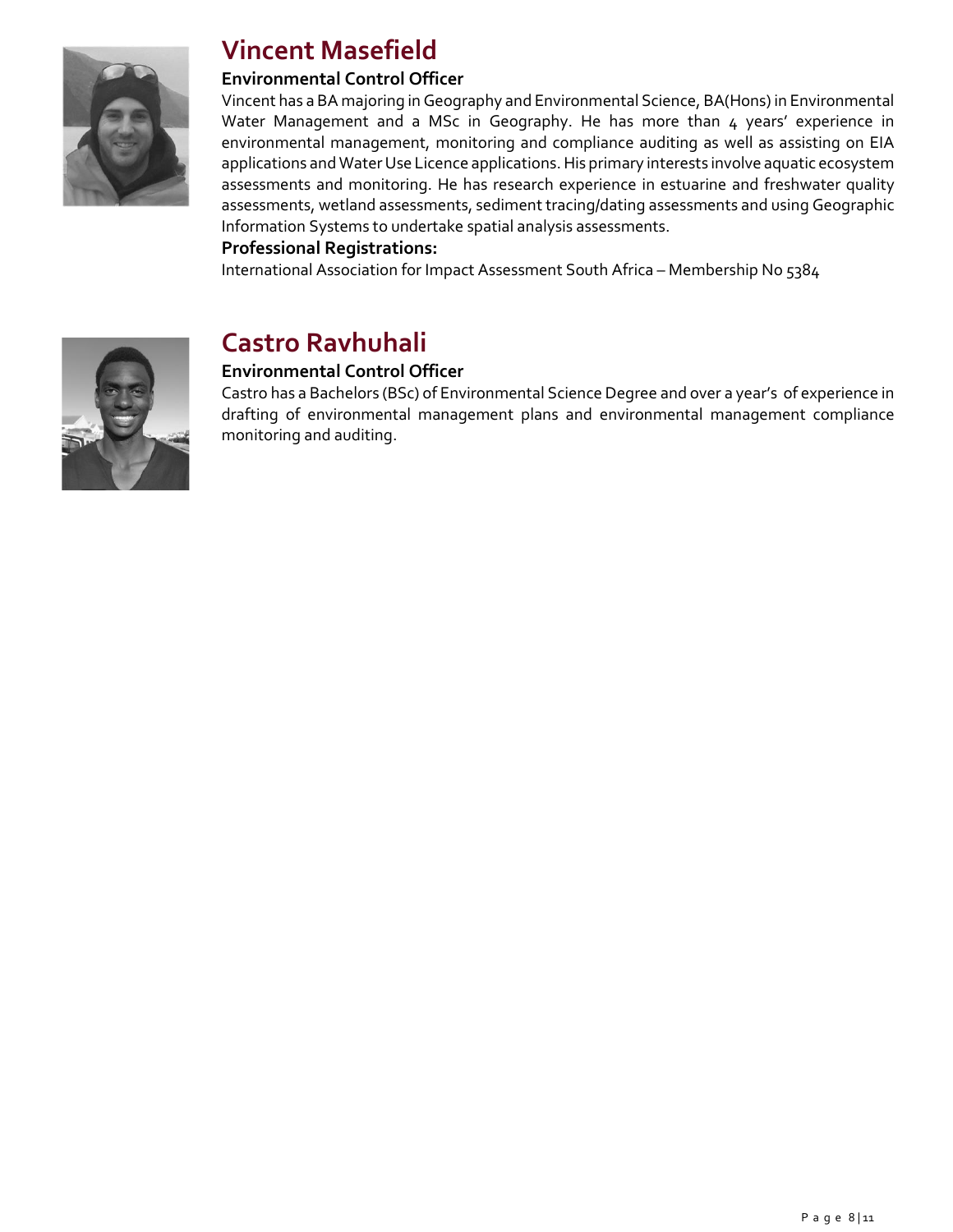## Vincent Masefield

**Environmental Control Officer**

Vincent has a BA majoring in Geography and Environmental Science, BA(Hons) in Environmental Water Management and a MSc in Geography. He has more than 4 years' experience in environmental management, monitoring and compliance auditing as well as assisting on EIA applications and Water Use Licence applications. His primary interests involve aquatic ecosystem assessments and monitoring. He has research experience in estuarine and freshwater quality assessments, wetland assessments, sediment tracing/dating assessments and using Geographic Information Systems to undertake spatial analysis assessments.

**Professional Registrations:**

International Association for Impact Assessment South Africa – Membership No 5384

## Castro Ravhuhali

**Environmental Control Officer**

Castro has a Bachelors (BSc) of Environmental Science Degree and over a year's of experience in drafting of environmental management plans and environmental management compliance monitoring and auditing.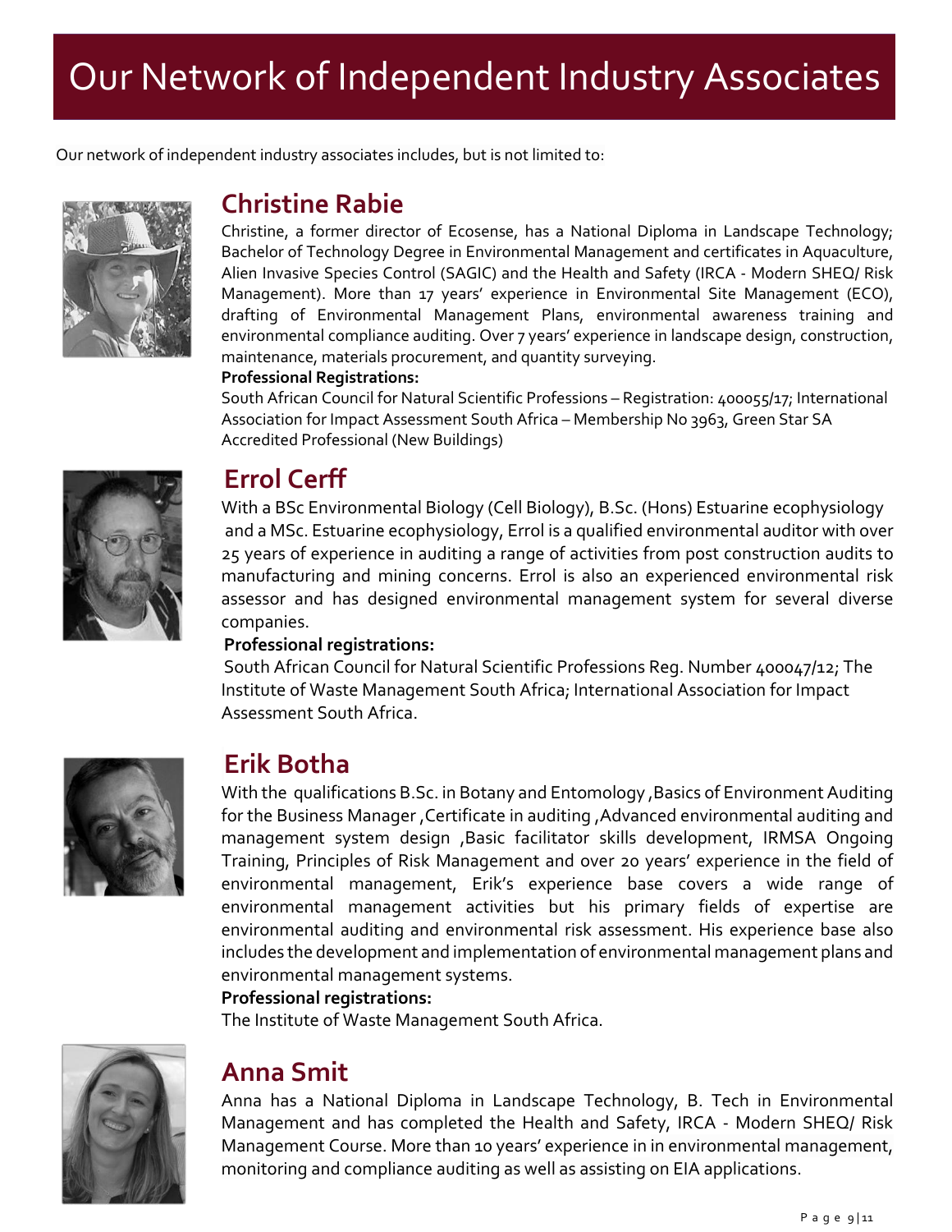# Our Network of Independent Industry Associates

Our network of independent industry associates includes, but is not limited to:

## Christine Rabie

Christine, a former director of Ecosense, has a National Diploma in Landscape Technology; Bachelor of Technology Degree in Environmental Management and certificates in Aquaculture, Alien Invasive Species Control (SAGIC) and the Health and Safety (IRCA - Modern SHEQ/ Risk Management). More than 17 years' experience in Environmental Site Management (ECO), drafting of Environmental Management Plans, environmental awareness training and environmental compliance auditing. Over 7 years' experience in landscape design, construction, maintenance, materials procurement, and quantity surveying.

**Professional Registrations:**

South African Council for Natural Scientific Professions – Registration: 400055/17; International Association for Impact Assessment South Africa – Membership No 3963, Green Star SA Accredited Professional (New Buildings)

## Errol Cerff

With a BSc Environmental Biology (Cell Biology), B.Sc. (Hons) Estuarine ecophysiology and a MSc. Estuarine ecophysiology, Errol is a qualified environmental auditor with over 25 years of experience in auditing a range of activities from post construction audits to manufacturing and mining concerns. Errol is also an experienced environmental risk assessor and has designed environmental management system for several diverse companies.

**Professional registrations:**

South African Council for Natural Scientific Professions Reg. Number 400047/12; The Institute of Waste Management South Africa; International Association for Impact Assessment South Africa.

## Erik Botha

With the qualifications B.Sc. in Botany and Entomology ,Basics of Environment Auditing for the Business Manager ,Certificate in auditing ,Advanced environmental auditing and management system design ,Basic facilitator skills development, IRMSA Ongoing Training, Principles of Risk Management and over 20 years' experience in the field of environmental management, Erik's experience base covers a wide range of environmental management activities but his primary fields of expertise are environmental auditing and environmental risk assessment. His experience base also includes the development and implementation of environmental management plans and environmental management systems.

**Professional registrations:**

The Institute of Waste Management South Africa.

## Anna Smit

Anna has a National Diploma in Landscape Technology, B. Tech in Environmental Management and has completed the Health and Safety, IRCA - Modern SHEQ/ Risk Management Course. More than 10 years' experience in in environmental management, monitoring and compliance auditing as well as assisting on EIA applications.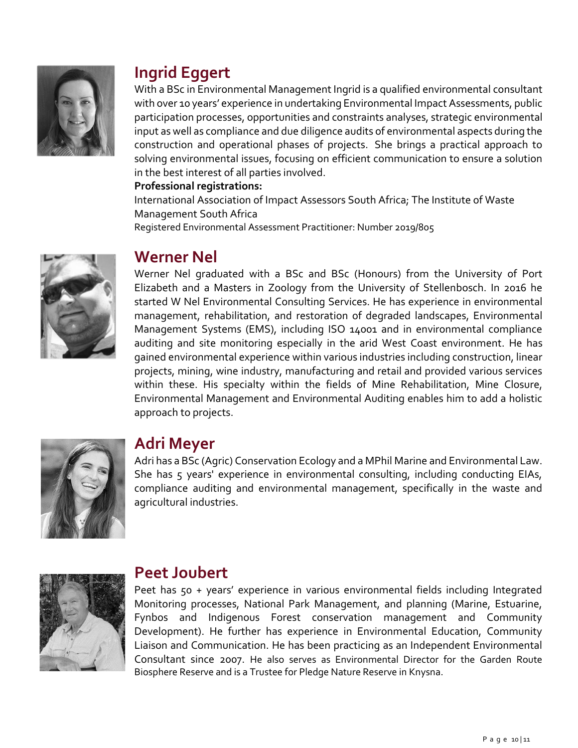## Ingrid Eggert

With a BSc in Environmental Management Ingrid is a qualified environmental consultant with over 10 years' experience in undertaking Environmental Impact Assessments, public participation processes, opportunities and constraints analyses, strategic environmental input as well as compliance and due diligence audits of environmental aspects during the construction and operational phases of projects. She brings a practical approach to solving environmental issues, focusing on efficient communication to ensure a solution in the best interest of all parties involved.

**Professional registrations:**

International Association of Impact Assessors South Africa; The Institute of Waste Management South Africa

Registered Environmental Assessment Practitioner: Number 2019/805

## Werner Nel

Werner Nel graduated with a BSc and BSc (Honours) from the University of Port Elizabeth and a Masters in Zoology from the University of Stellenbosch. In 2016 he started W Nel Environmental Consulting Services. He has experience in environmental management, rehabilitation, and restoration of degraded landscapes, Environmental Management Systems (EMS), including ISO 14001 and in environmental compliance auditing and site monitoring especially in the arid West Coast environment. He has gained environmental experience within various industries including construction, linear projects, mining, wine industry, manufacturing and retail and provided various services within these. His specialty within the fields of Mine Rehabilitation, Mine Closure, Environmental Management and Environmental Auditing enables him to add a holistic approach to projects.

## Adri Meyer

Adri has a BSc (Agric) Conservation Ecology and a MPhil Marine and Environmental Law. She has 5 years' experience in environmental consulting, including conducting EIAs, compliance auditing and environmental management, specifically in the waste and agricultural industries.

## Peet Joubert

Peet has 50 + years' experience in various environmental fields including Integrated Monitoring processes, National Park Management, and planning (Marine, Estuarine, Fynbos and Indigenous Forest conservation management and Community Development). He further has experience in Environmental Education, Community Liaison and Communication. He has been practicing as an Independent Environmental Consultant since 2007. He also serves as Environmental Director for the Garden Route Biosphere Reserve and is a Trustee for Pledge Nature Reserve in Knysna.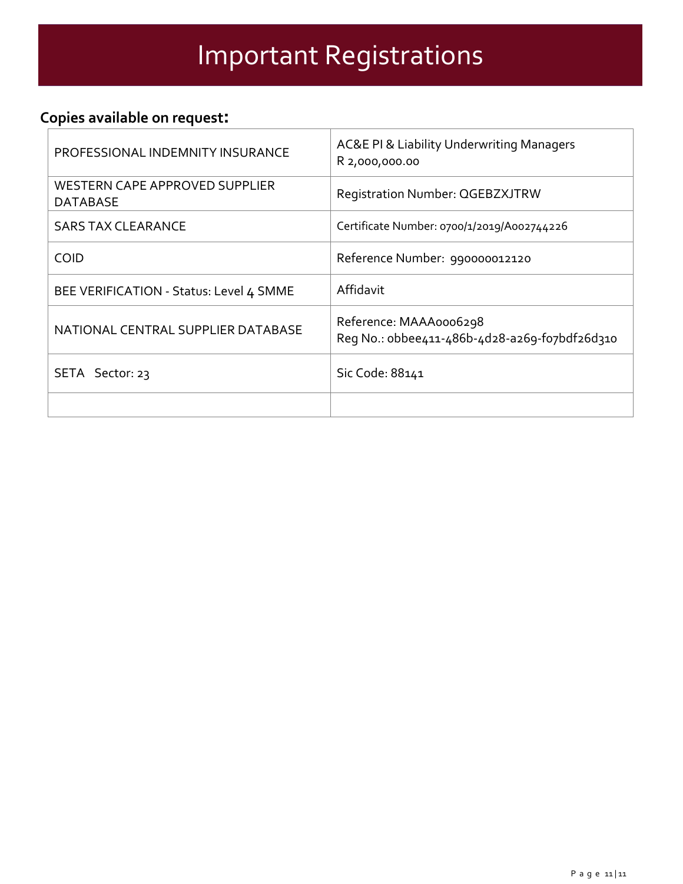# Important Registrations

**Copies available on request:**

| | |
|---|---|
| PROFESSIONAL INDEMNITY INSURANCE | AC&E PI & Liability Underwriting Managers<br>R 2,000,000.00 |
| WESTERN CAPE APPROVED SUPPLIER DATABASE | Registration Number: QGEBZXJTRW |
| SARS TAX CLEARANCE | Certificate Number: 0700/1/2019/A002744226 |
| COID | Reference Number: 990000012120 |
| BEE VERIFICATION - Status: Level 4 SMME | Affidavit |
| NATIONAL CENTRAL SUPPLIER DATABASE | Reference: MAAA0006298<br>Reg No.: 0bbee411-486b-4d28-a269-f07bdf26d310 |
| SETA Sector: 23 | Sic Code: 88141 |
| | |